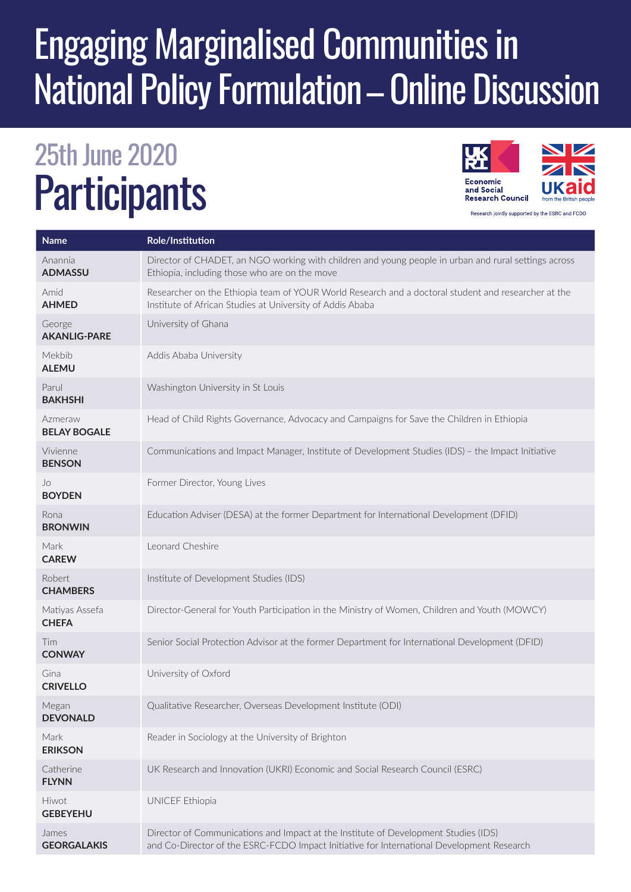# Engaging Marginalised Communities in National Policy Formulation – Online Discussion

## 25th June 2020

# Participants

Economic and Social Research Council

UKaid from the British people

Research jointly supported by the ESRC and FCDO

| Name | Role/Institution |
|---|---|
| Anannia **ADMASSU** | Director of CHADET, an NGO working with children and young people in urban and rural settings across Ethiopia, including those who are on the move |
| Amid **AHMED** | Researcher on the Ethiopia team of YOUR World Research and a doctoral student and researcher at the Institute of African Studies at University of Addis Ababa |
| George **AKANLIG-PARE** | University of Ghana |
| Mekbib **ALEMU** | Addis Ababa University |
| Parul **BAKHSHI** | Washington University in St Louis |
| Azmeraw **BELAY BOGALE** | Head of Child Rights Governance, Advocacy and Campaigns for Save the Children in Ethiopia |
| Vivienne **BENSON** | Communications and Impact Manager, Institute of Development Studies (IDS) – the Impact Initiative |
| Jo **BOYDEN** | Former Director, Young Lives |
| Rona **BRONWIN** | Education Adviser (DESA) at the former Department for International Development (DFID) |
| Mark **CAREW** | Leonard Cheshire |
| Robert **CHAMBERS** | Institute of Development Studies (IDS) |
| Matiyas Assefa **CHEFA** | Director-General for Youth Participation in the Ministry of Women, Children and Youth (MOWCY) |
| Tim **CONWAY** | Senior Social Protection Advisor at the former Department for International Development (DFID) |
| Gina **CRIVELLO** | University of Oxford |
| Megan **DEVONALD** | Qualitative Researcher, Overseas Development Institute (ODI) |
| Mark **ERIKSON** | Reader in Sociology at the University of Brighton |
| Catherine **FLYNN** | UK Research and Innovation (UKRI) Economic and Social Research Council (ESRC) |
| Hiwot **GEBEYEHU** | UNICEF Ethiopia |
| James **GEORGALAKIS** | Director of Communications and Impact at the Institute of Development Studies (IDS) and Co-Director of the ESRC-FCDO Impact Initiative for International Development Research |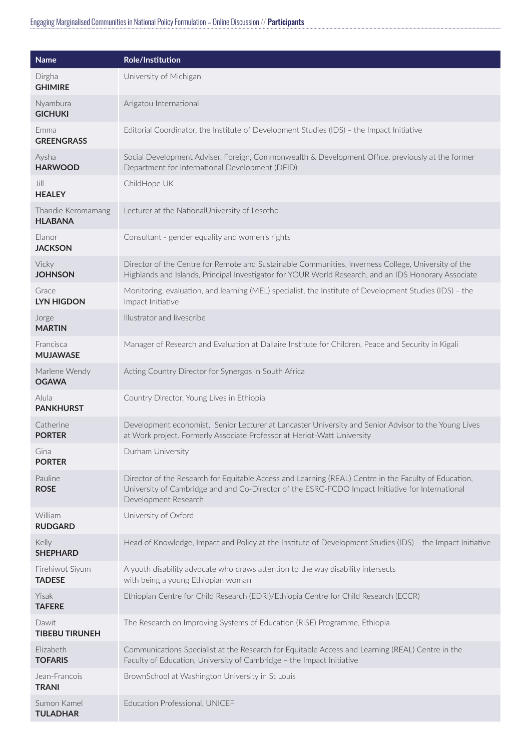| Name | Role/Institution |
|---|---|
| Dirgha **GHIMIRE** | University of Michigan |
| Nyambura **GICHUKI** | Arigatou International |
| Emma **GREENGRASS** | Editorial Coordinator, the Institute of Development Studies (IDS) – the Impact Initiative |
| Aysha **HARWOOD** | Social Development Adviser, Foreign, Commonwealth & Development Office, previously at the former Department for International Development (DFID) |
| Jill **HEALEY** | ChildHope UK |
| Thandie Keromamang **HLABANA** | Lecturer at the NationalUniversity of Lesotho |
| Elanor **JACKSON** | Consultant - gender equality and women's rights |
| Vicky **JOHNSON** | Director of the Centre for Remote and Sustainable Communities, Inverness College, University of the Highlands and Islands, Principal Investigator for YOUR World Research, and an IDS Honorary Associate |
| Grace **LYN HIGDON** | Monitoring, evaluation, and learning (MEL) specialist, the Institute of Development Studies (IDS) – the Impact Initiative |
| Jorge **MARTIN** | Illustrator and livescribe |
| Francisca **MUJAWASE** | Manager of Research and Evaluation at Dallaire Institute for Children, Peace and Security in Kigali |
| Marlene Wendy **OGAWA** | Acting Country Director for Synergos in South Africa |
| Alula **PANKHURST** | Country Director, Young Lives in Ethiopia |
| Catherine **PORTER** | Development economist, Senior Lecturer at Lancaster University and Senior Advisor to the Young Lives at Work project. Formerly Associate Professor at Heriot-Watt University |
| Gina **PORTER** | Durham University |
| Pauline **ROSE** | Director of the Research for Equitable Access and Learning (REAL) Centre in the Faculty of Education, University of Cambridge and and Co-Director of the ESRC-FCDO Impact Initiative for International Development Research |
| William **RUDGARD** | University of Oxford |
| Kelly **SHEPHARD** | Head of Knowledge, Impact and Policy at the Institute of Development Studies (IDS) – the Impact Initiative |
| Firehiwot Siyum **TADESE** | A youth disability advocate who draws attention to the way disability intersects with being a young Ethiopian woman |
| Yisak **TAFERE** | Ethiopian Centre for Child Research (EDRI)/Ethiopia Centre for Child Research (ECCR) |
| Dawit **TIBEBU TIRUNEH** | The Research on Improving Systems of Education (RISE) Programme, Ethiopia |
| Elizabeth **TOFARIS** | Communications Specialist at the Research for Equitable Access and Learning (REAL) Centre in the Faculty of Education, University of Cambridge – the Impact Initiative |
| Jean-Francois **TRANI** | BrownSchool at Washington University in St Louis |
| Sumon Kamel **TULADHAR** | Education Professional, UNICEF |